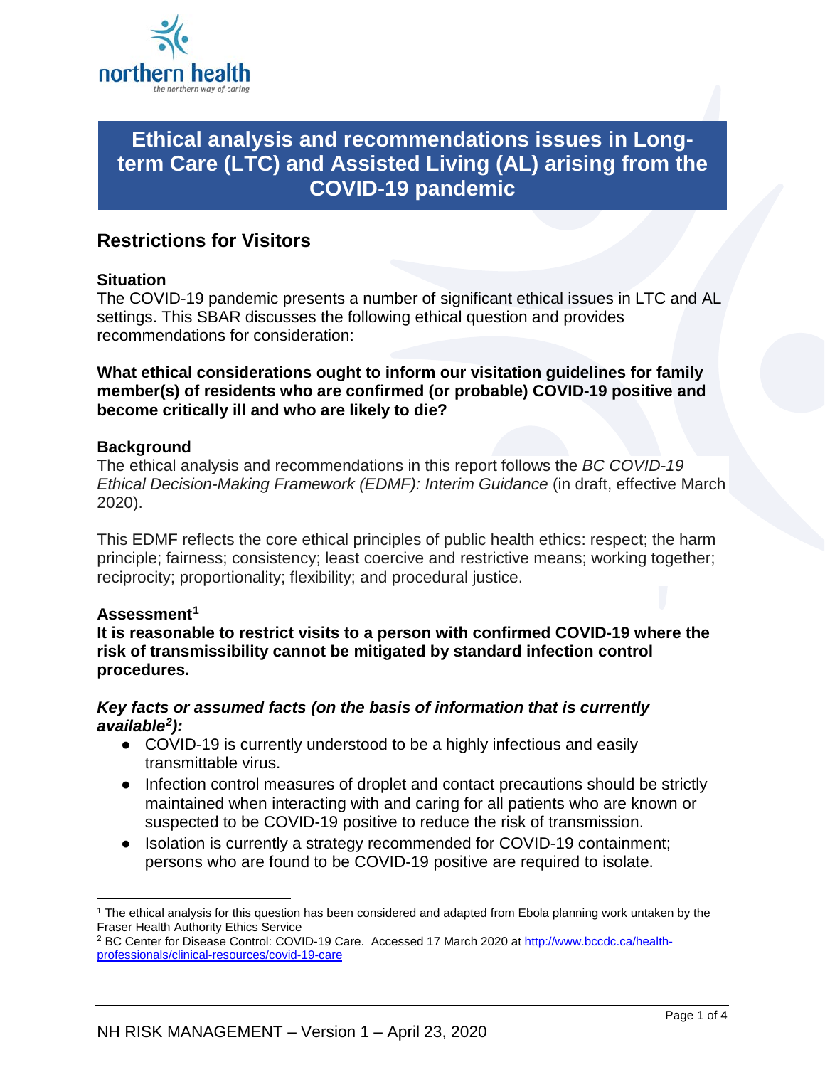# Ethical analysis and recommendations issues in Long-term Care (LTC) and Assisted Living (AL) arising from the COVID-19 pandemic

## Restrictions for Visitors

### Situation

The COVID-19 pandemic presents a number of significant ethical issues in LTC and AL settings. This SBAR discusses the following ethical question and provides recommendations for consideration:

**What ethical considerations ought to inform our visitation guidelines for family member(s) of residents who are confirmed (or probable) COVID-19 positive and become critically ill and who are likely to die?**

### Background

The ethical analysis and recommendations in this report follows the *BC COVID-19 Ethical Decision-Making Framework (EDMF): Interim Guidance* (in draft, effective March 2020).

This EDMF reflects the core ethical principles of public health ethics: respect; the harm principle; fairness; consistency; least coercive and restrictive means; working together; reciprocity; proportionality; flexibility; and procedural justice.

### Assessment[1]

**It is reasonable to restrict visits to a person with confirmed COVID-19 where the risk of transmissibility cannot be mitigated by standard infection control procedures.**

***Key facts or assumed facts (on the basis of information that is currently available[2]):***

- COVID-19 is currently understood to be a highly infectious and easily transmittable virus.
- Infection control measures of droplet and contact precautions should be strictly maintained when interacting with and caring for all patients who are known or suspected to be COVID-19 positive to reduce the risk of transmission.
- Isolation is currently a strategy recommended for COVID-19 containment; persons who are found to be COVID-19 positive are required to isolate.

---

[1] The ethical analysis for this question has been considered and adapted from Ebola planning work untaken by the Fraser Health Authority Ethics Service

[2] BC Center for Disease Control: COVID-19 Care. Accessed 17 March 2020 at http://www.bccdc.ca/health-professionals/clinical-resources/covid-19-care

NH RISK MANAGEMENT – Version 1 – April 23, 2020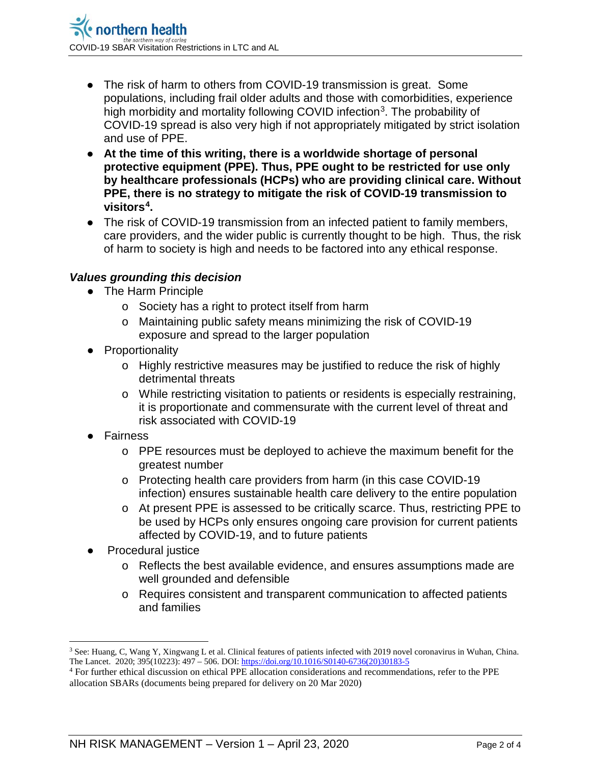- The risk of harm to others from COVID-19 transmission is great. Some populations, including frail older adults and those with comorbidities, experience high morbidity and mortality following COVID infection[3]. The probability of COVID-19 spread is also very high if not appropriately mitigated by strict isolation and use of PPE.
- **At the time of this writing, there is a worldwide shortage of personal protective equipment (PPE). Thus, PPE ought to be restricted for use only by healthcare professionals (HCPs) who are providing clinical care. Without PPE, there is no strategy to mitigate the risk of COVID-19 transmission to visitors[4].**
- The risk of COVID-19 transmission from an infected patient to family members, care providers, and the wider public is currently thought to be high. Thus, the risk of harm to society is high and needs to be factored into any ethical response.

***Values grounding this decision***

- The Harm Principle
  - Society has a right to protect itself from harm
  - Maintaining public safety means minimizing the risk of COVID-19 exposure and spread to the larger population
- Proportionality
  - Highly restrictive measures may be justified to reduce the risk of highly detrimental threats
  - While restricting visitation to patients or residents is especially restraining, it is proportionate and commensurate with the current level of threat and risk associated with COVID-19
- Fairness
  - PPE resources must be deployed to achieve the maximum benefit for the greatest number
  - Protecting health care providers from harm (in this case COVID-19 infection) ensures sustainable health care delivery to the entire population
  - At present PPE is assessed to be critically scarce. Thus, restricting PPE to be used by HCPs only ensures ongoing care provision for current patients affected by COVID-19, and to future patients
- Procedural justice
  - Reflects the best available evidence, and ensures assumptions made are well grounded and defensible
  - Requires consistent and transparent communication to affected patients and families

---

[3] See: Huang, C, Wang Y, Xingwang L et al. Clinical features of patients infected with 2019 novel coronavirus in Wuhan, China. The Lancet. 2020; 395(10223): 497 – 506. DOI: https://doi.org/10.1016/S0140-6736(20)30183-5

[4] For further ethical discussion on ethical PPE allocation considerations and recommendations, refer to the PPE allocation SBARs (documents being prepared for delivery on 20 Mar 2020)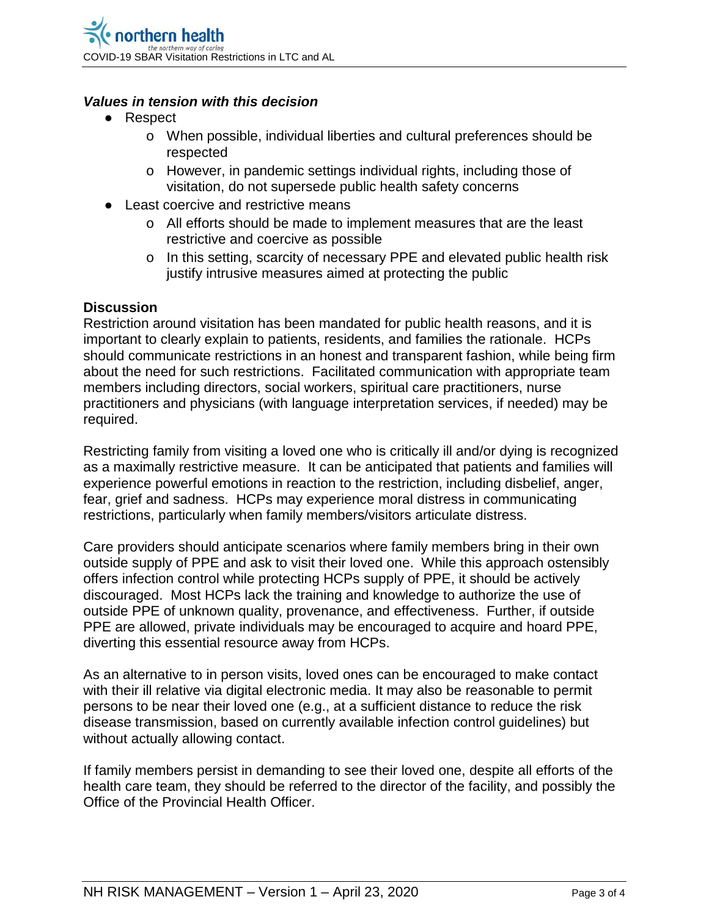### *Values in tension with this decision*

- Respect
  - When possible, individual liberties and cultural preferences should be respected
  - However, in pandemic settings individual rights, including those of visitation, do not supersede public health safety concerns
- Least coercive and restrictive means
  - All efforts should be made to implement measures that are the least restrictive and coercive as possible
  - In this setting, scarcity of necessary PPE and elevated public health risk justify intrusive measures aimed at protecting the public

**Discussion**

Restriction around visitation has been mandated for public health reasons, and it is important to clearly explain to patients, residents, and families the rationale. HCPs should communicate restrictions in an honest and transparent fashion, while being firm about the need for such restrictions. Facilitated communication with appropriate team members including directors, social workers, spiritual care practitioners, nurse practitioners and physicians (with language interpretation services, if needed) may be required.

Restricting family from visiting a loved one who is critically ill and/or dying is recognized as a maximally restrictive measure. It can be anticipated that patients and families will experience powerful emotions in reaction to the restriction, including disbelief, anger, fear, grief and sadness. HCPs may experience moral distress in communicating restrictions, particularly when family members/visitors articulate distress.

Care providers should anticipate scenarios where family members bring in their own outside supply of PPE and ask to visit their loved one. While this approach ostensibly offers infection control while protecting HCPs supply of PPE, it should be actively discouraged. Most HCPs lack the training and knowledge to authorize the use of outside PPE of unknown quality, provenance, and effectiveness. Further, if outside PPE are allowed, private individuals may be encouraged to acquire and hoard PPE, diverting this essential resource away from HCPs.

As an alternative to in person visits, loved ones can be encouraged to make contact with their ill relative via digital electronic media. It may also be reasonable to permit persons to be near their loved one (e.g., at a sufficient distance to reduce the risk disease transmission, based on currently available infection control guidelines) but without actually allowing contact.

If family members persist in demanding to see their loved one, despite all efforts of the health care team, they should be referred to the director of the facility, and possibly the Office of the Provincial Health Officer.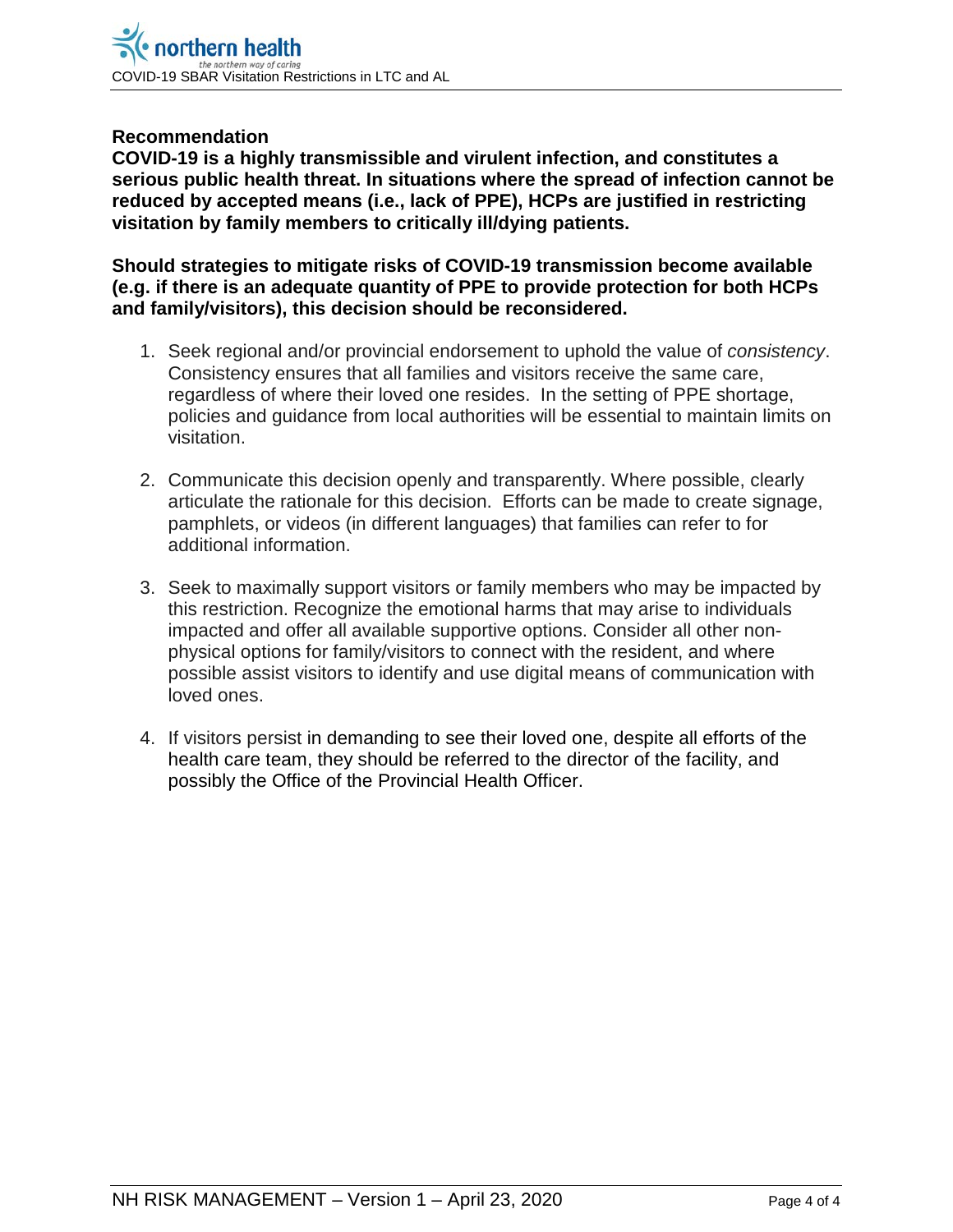## Recommendation

**COVID-19 is a highly transmissible and virulent infection, and constitutes a serious public health threat. In situations where the spread of infection cannot be reduced by accepted means (i.e., lack of PPE), HCPs are justified in restricting visitation by family members to critically ill/dying patients.**

**Should strategies to mitigate risks of COVID-19 transmission become available (e.g. if there is an adequate quantity of PPE to provide protection for both HCPs and family/visitors), this decision should be reconsidered.**

1. Seek regional and/or provincial endorsement to uphold the value of *consistency*. Consistency ensures that all families and visitors receive the same care, regardless of where their loved one resides. In the setting of PPE shortage, policies and guidance from local authorities will be essential to maintain limits on visitation.

2. Communicate this decision openly and transparently. Where possible, clearly articulate the rationale for this decision. Efforts can be made to create signage, pamphlets, or videos (in different languages) that families can refer to for additional information.

3. Seek to maximally support visitors or family members who may be impacted by this restriction. Recognize the emotional harms that may arise to individuals impacted and offer all available supportive options. Consider all other non-physical options for family/visitors to connect with the resident, and where possible assist visitors to identify and use digital means of communication with loved ones.

4. If visitors persist in demanding to see their loved one, despite all efforts of the health care team, they should be referred to the director of the facility, and possibly the Office of the Provincial Health Officer.